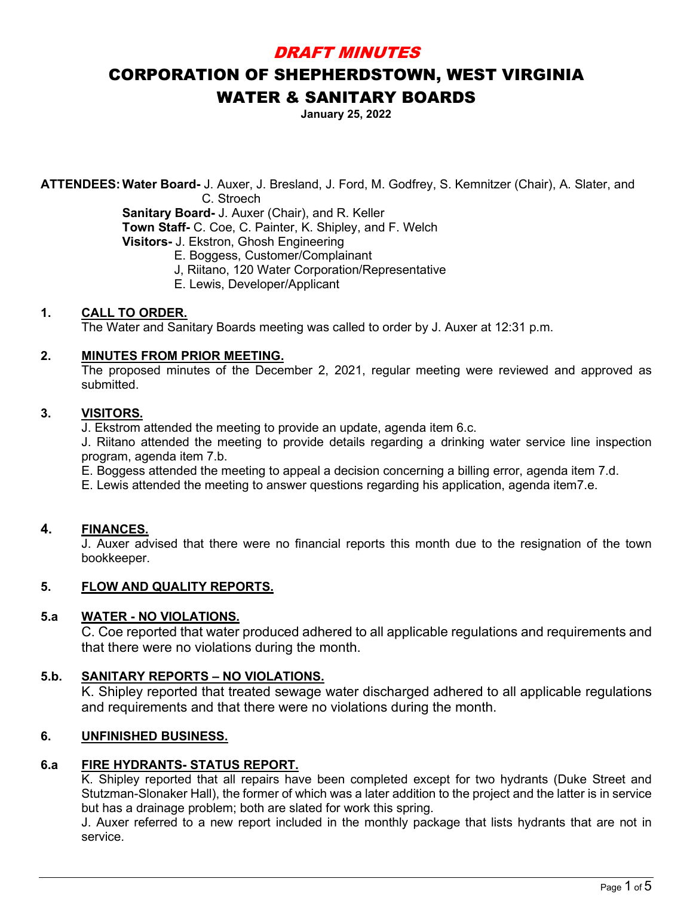# DRAFT MINUTES

# CORPORATION OF SHEPHERDSTOWN, WEST VIRGINIA

# WATER & SANITARY BOARDS

**January 25, 2022**

**ATTENDEES:** **Water Board-** J. Auxer, J. Bresland, J. Ford, M. Godfrey, S. Kemnitzer (Chair), A. Slater, and C. Stroech
**Sanitary Board-** J. Auxer (Chair), and R. Keller
**Town Staff-** C. Coe, C. Painter, K. Shipley, and F. Welch
**Visitors-** J. Ekstron, Ghosh Engineering
E. Boggess, Customer/Complainant
J, Riitano, 120 Water Corporation/Representative
E. Lewis, Developer/Applicant

## 1. CALL TO ORDER.

The Water and Sanitary Boards meeting was called to order by J. Auxer at 12:31 p.m.

## 2. MINUTES FROM PRIOR MEETING.

The proposed minutes of the December 2, 2021, regular meeting were reviewed and approved as submitted.

## 3. VISITORS.

J. Ekstrom attended the meeting to provide an update, agenda item 6.c.

J. Riitano attended the meeting to provide details regarding a drinking water service line inspection program, agenda item 7.b.

E. Boggess attended the meeting to appeal a decision concerning a billing error, agenda item 7.d.

E. Lewis attended the meeting to answer questions regarding his application, agenda item7.e.

## 4. FINANCES.

J. Auxer advised that there were no financial reports this month due to the resignation of the town bookkeeper.

## 5. FLOW AND QUALITY REPORTS.

### 5.a WATER - NO VIOLATIONS.

C. Coe reported that water produced adhered to all applicable regulations and requirements and that there were no violations during the month.

### 5.b. SANITARY REPORTS – NO VIOLATIONS.

K. Shipley reported that treated sewage water discharged adhered to all applicable regulations and requirements and that there were no violations during the month.

## 6. UNFINISHED BUSINESS.

### 6.a FIRE HYDRANTS- STATUS REPORT.

K. Shipley reported that all repairs have been completed except for two hydrants (Duke Street and Stutzman-Slonaker Hall), the former of which was a later addition to the project and the latter is in service but has a drainage problem; both are slated for work this spring.

J. Auxer referred to a new report included in the monthly package that lists hydrants that are not in service.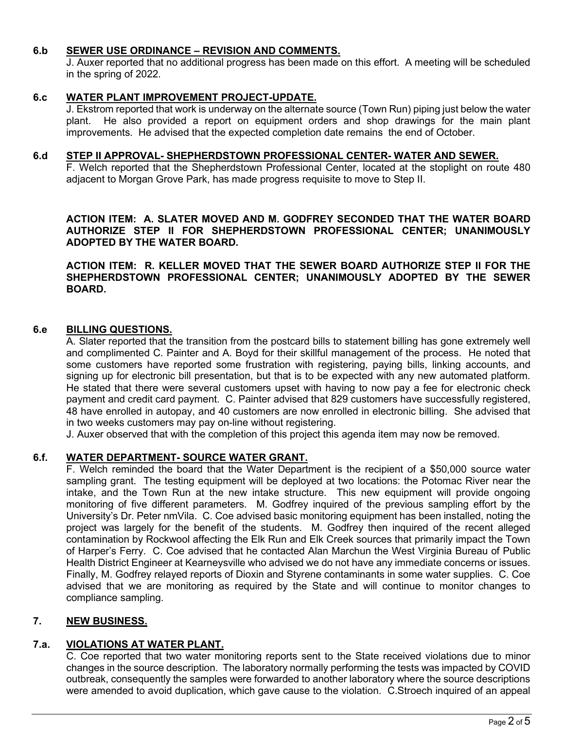### 6.b SEWER USE ORDINANCE – REVISION AND COMMENTS.

J. Auxer reported that no additional progress has been made on this effort. A meeting will be scheduled in the spring of 2022.

### 6.c WATER PLANT IMPROVEMENT PROJECT-UPDATE.

J. Ekstrom reported that work is underway on the alternate source (Town Run) piping just below the water plant. He also provided a report on equipment orders and shop drawings for the main plant improvements. He advised that the expected completion date remains the end of October.

### 6.d STEP II APPROVAL- SHEPHERDSTOWN PROFESSIONAL CENTER- WATER AND SEWER.

F. Welch reported that the Shepherdstown Professional Center, located at the stoplight on route 480 adjacent to Morgan Grove Park, has made progress requisite to move to Step II.

**ACTION ITEM: A. SLATER MOVED AND M. GODFREY SECONDED THAT THE WATER BOARD AUTHORIZE STEP II FOR SHEPHERDSTOWN PROFESSIONAL CENTER; UNANIMOUSLY ADOPTED BY THE WATER BOARD.**

**ACTION ITEM: R. KELLER MOVED THAT THE SEWER BOARD AUTHORIZE STEP II FOR THE SHEPHERDSTOWN PROFESSIONAL CENTER; UNANIMOUSLY ADOPTED BY THE SEWER BOARD.**

### 6.e BILLING QUESTIONS.

A. Slater reported that the transition from the postcard bills to statement billing has gone extremely well and complimented C. Painter and A. Boyd for their skillful management of the process. He noted that some customers have reported some frustration with registering, paying bills, linking accounts, and signing up for electronic bill presentation, but that is to be expected with any new automated platform. He stated that there were several customers upset with having to now pay a fee for electronic check payment and credit card payment. C. Painter advised that 829 customers have successfully registered, 48 have enrolled in autopay, and 40 customers are now enrolled in electronic billing. She advised that in two weeks customers may pay on-line without registering.

J. Auxer observed that with the completion of this project this agenda item may now be removed.

### 6.f. WATER DEPARTMENT- SOURCE WATER GRANT.

F. Welch reminded the board that the Water Department is the recipient of a $50,000 source water sampling grant. The testing equipment will be deployed at two locations: the Potomac River near the intake, and the Town Run at the new intake structure. This new equipment will provide ongoing monitoring of five different parameters. M. Godfrey inquired of the previous sampling effort by the University's Dr. Peter nmVila. C. Coe advised basic monitoring equipment has been installed, noting the project was largely for the benefit of the students. M. Godfrey then inquired of the recent alleged contamination by Rockwool affecting the Elk Run and Elk Creek sources that primarily impact the Town of Harper's Ferry. C. Coe advised that he contacted Alan Marchun the West Virginia Bureau of Public Health District Engineer at Kearneysville who advised we do not have any immediate concerns or issues. Finally, M. Godfrey relayed reports of Dioxin and Styrene contaminants in some water supplies. C. Coe advised that we are monitoring as required by the State and will continue to monitor changes to compliance sampling.

## 7. NEW BUSINESS.

### 7.a. VIOLATIONS AT WATER PLANT.

C. Coe reported that two water monitoring reports sent to the State received violations due to minor changes in the source description. The laboratory normally performing the tests was impacted by COVID outbreak, consequently the samples were forwarded to another laboratory where the source descriptions were amended to avoid duplication, which gave cause to the violation. C.Stroech inquired of an appeal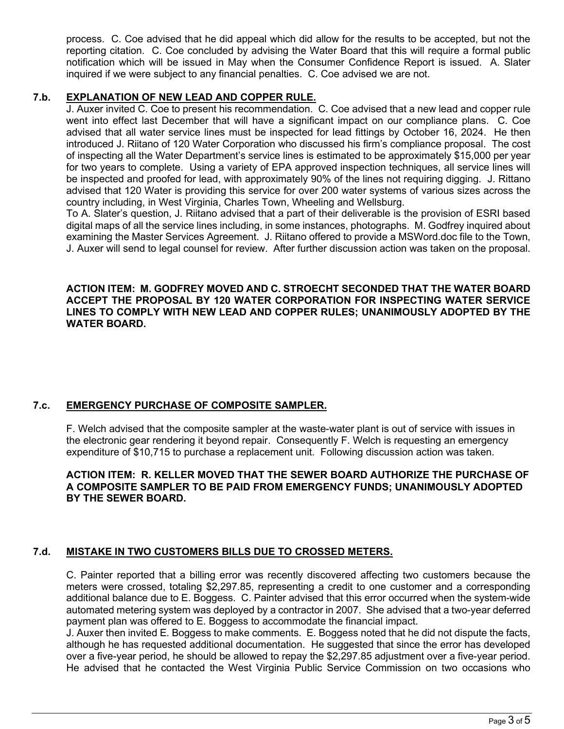process. C. Coe advised that he did appeal which did allow for the results to be accepted, but not the reporting citation. C. Coe concluded by advising the Water Board that this will require a formal public notification which will be issued in May when the Consumer Confidence Report is issued. A. Slater inquired if we were subject to any financial penalties. C. Coe advised we are not.

**7.b. <u>EXPLANATION OF NEW LEAD AND COPPER RULE.</u>**

J. Auxer invited C. Coe to present his recommendation. C. Coe advised that a new lead and copper rule went into effect last December that will have a significant impact on our compliance plans. C. Coe advised that all water service lines must be inspected for lead fittings by October 16, 2024. He then introduced J. Riitano of 120 Water Corporation who discussed his firm's compliance proposal. The cost of inspecting all the Water Department's service lines is estimated to be approximately $15,000 per year for two years to complete. Using a variety of EPA approved inspection techniques, all service lines will be inspected and proofed for lead, with approximately 90% of the lines not requiring digging. J. Rittano advised that 120 Water is providing this service for over 200 water systems of various sizes across the country including, in West Virginia, Charles Town, Wheeling and Wellsburg.

To A. Slater's question, J. Riitano advised that a part of their deliverable is the provision of ESRI based digital maps of all the service lines including, in some instances, photographs. M. Godfrey inquired about examining the Master Services Agreement. J. Riitano offered to provide a MSWord.doc file to the Town, J. Auxer will send to legal counsel for review. After further discussion action was taken on the proposal.

**ACTION ITEM: M. GODFREY MOVED AND C. STROECHT SECONDED THAT THE WATER BOARD ACCEPT THE PROPOSAL BY 120 WATER CORPORATION FOR INSPECTING WATER SERVICE LINES TO COMPLY WITH NEW LEAD AND COPPER RULES; UNANIMOUSLY ADOPTED BY THE WATER BOARD.**

**7.c. <u>EMERGENCY PURCHASE OF COMPOSITE SAMPLER.</u>**

F. Welch advised that the composite sampler at the waste-water plant is out of service with issues in the electronic gear rendering it beyond repair. Consequently F. Welch is requesting an emergency expenditure of $10,715 to purchase a replacement unit. Following discussion action was taken.

**ACTION ITEM: R. KELLER MOVED THAT THE SEWER BOARD AUTHORIZE THE PURCHASE OF A COMPOSITE SAMPLER TO BE PAID FROM EMERGENCY FUNDS; UNANIMOUSLY ADOPTED BY THE SEWER BOARD.**

**7.d. <u>MISTAKE IN TWO CUSTOMERS BILLS DUE TO CROSSED METERS.</u>**

C. Painter reported that a billing error was recently discovered affecting two customers because the meters were crossed, totaling $2,297.85, representing a credit to one customer and a corresponding additional balance due to E. Boggess. C. Painter advised that this error occurred when the system-wide automated metering system was deployed by a contractor in 2007. She advised that a two-year deferred payment plan was offered to E. Boggess to accommodate the financial impact.

J. Auxer then invited E. Boggess to make comments. E. Boggess noted that he did not dispute the facts, although he has requested additional documentation. He suggested that since the error has developed over a five-year period, he should be allowed to repay the $2,297.85 adjustment over a five-year period. He advised that he contacted the West Virginia Public Service Commission on two occasions who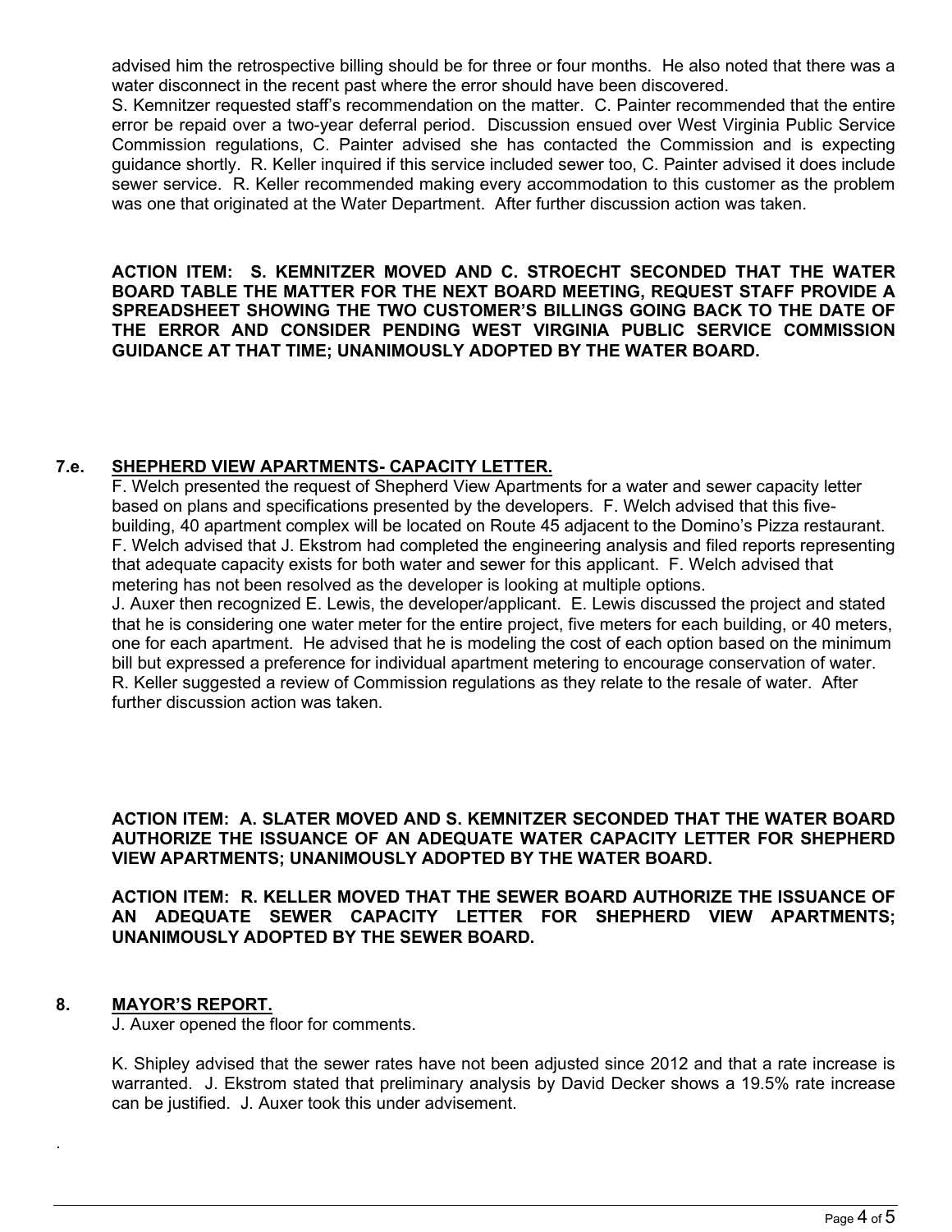advised him the retrospective billing should be for three or four months. He also noted that there was a water disconnect in the recent past where the error should have been discovered.

S. Kemnitzer requested staff's recommendation on the matter. C. Painter recommended that the entire error be repaid over a two-year deferral period. Discussion ensued over West Virginia Public Service Commission regulations, C. Painter advised she has contacted the Commission and is expecting guidance shortly. R. Keller inquired if this service included sewer too, C. Painter advised it does include sewer service. R. Keller recommended making every accommodation to this customer as the problem was one that originated at the Water Department. After further discussion action was taken.

**ACTION ITEM: S. KEMNITZER MOVED AND C. STROECHT SECONDED THAT THE WATER BOARD TABLE THE MATTER FOR THE NEXT BOARD MEETING, REQUEST STAFF PROVIDE A SPREADSHEET SHOWING THE TWO CUSTOMER'S BILLINGS GOING BACK TO THE DATE OF THE ERROR AND CONSIDER PENDING WEST VIRGINIA PUBLIC SERVICE COMMISSION GUIDANCE AT THAT TIME; UNANIMOUSLY ADOPTED BY THE WATER BOARD.**

## 7.e. SHEPHERD VIEW APARTMENTS- CAPACITY LETTER.

F. Welch presented the request of Shepherd View Apartments for a water and sewer capacity letter based on plans and specifications presented by the developers. F. Welch advised that this five-building, 40 apartment complex will be located on Route 45 adjacent to the Domino's Pizza restaurant. F. Welch advised that J. Ekstrom had completed the engineering analysis and filed reports representing that adequate capacity exists for both water and sewer for this applicant. F. Welch advised that metering has not been resolved as the developer is looking at multiple options.

J. Auxer then recognized E. Lewis, the developer/applicant. E. Lewis discussed the project and stated that he is considering one water meter for the entire project, five meters for each building, or 40 meters, one for each apartment. He advised that he is modeling the cost of each option based on the minimum bill but expressed a preference for individual apartment metering to encourage conservation of water. R. Keller suggested a review of Commission regulations as they relate to the resale of water. After further discussion action was taken.

**ACTION ITEM: A. SLATER MOVED AND S. KEMNITZER SECONDED THAT THE WATER BOARD AUTHORIZE THE ISSUANCE OF AN ADEQUATE WATER CAPACITY LETTER FOR SHEPHERD VIEW APARTMENTS; UNANIMOUSLY ADOPTED BY THE WATER BOARD.**

**ACTION ITEM: R. KELLER MOVED THAT THE SEWER BOARD AUTHORIZE THE ISSUANCE OF AN ADEQUATE SEWER CAPACITY LETTER FOR SHEPHERD VIEW APARTMENTS; UNANIMOUSLY ADOPTED BY THE SEWER BOARD.**

## 8. MAYOR'S REPORT.

J. Auxer opened the floor for comments.

K. Shipley advised that the sewer rates have not been adjusted since 2012 and that a rate increase is warranted. J. Ekstrom stated that preliminary analysis by David Decker shows a 19.5% rate increase can be justified. J. Auxer took this under advisement.

.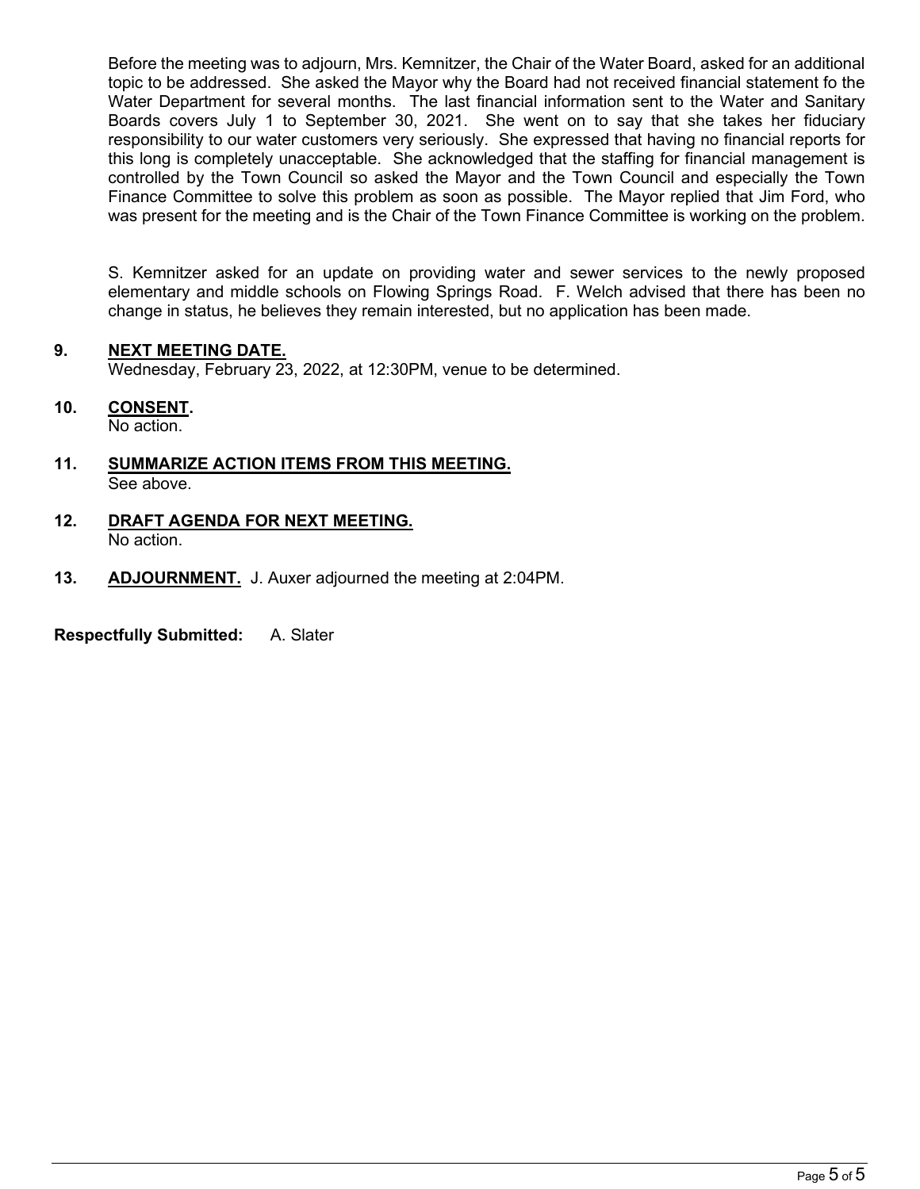Before the meeting was to adjourn, Mrs. Kemnitzer, the Chair of the Water Board, asked for an additional topic to be addressed. She asked the Mayor why the Board had not received financial statement fo the Water Department for several months. The last financial information sent to the Water and Sanitary Boards covers July 1 to September 30, 2021. She went on to say that she takes her fiduciary responsibility to our water customers very seriously. She expressed that having no financial reports for this long is completely unacceptable. She acknowledged that the staffing for financial management is controlled by the Town Council so asked the Mayor and the Town Council and especially the Town Finance Committee to solve this problem as soon as possible. The Mayor replied that Jim Ford, who was present for the meeting and is the Chair of the Town Finance Committee is working on the problem.

S. Kemnitzer asked for an update on providing water and sewer services to the newly proposed elementary and middle schools on Flowing Springs Road. F. Welch advised that there has been no change in status, he believes they remain interested, but no application has been made.

**9. NEXT MEETING DATE.**
Wednesday, February 23, 2022, at 12:30PM, venue to be determined.

**10. CONSENT.**
No action.

**11. SUMMARIZE ACTION ITEMS FROM THIS MEETING.**
See above.

**12. DRAFT AGENDA FOR NEXT MEETING.**
No action.

**13. ADJOURNMENT.** J. Auxer adjourned the meeting at 2:04PM.

**Respectfully Submitted:** A. Slater